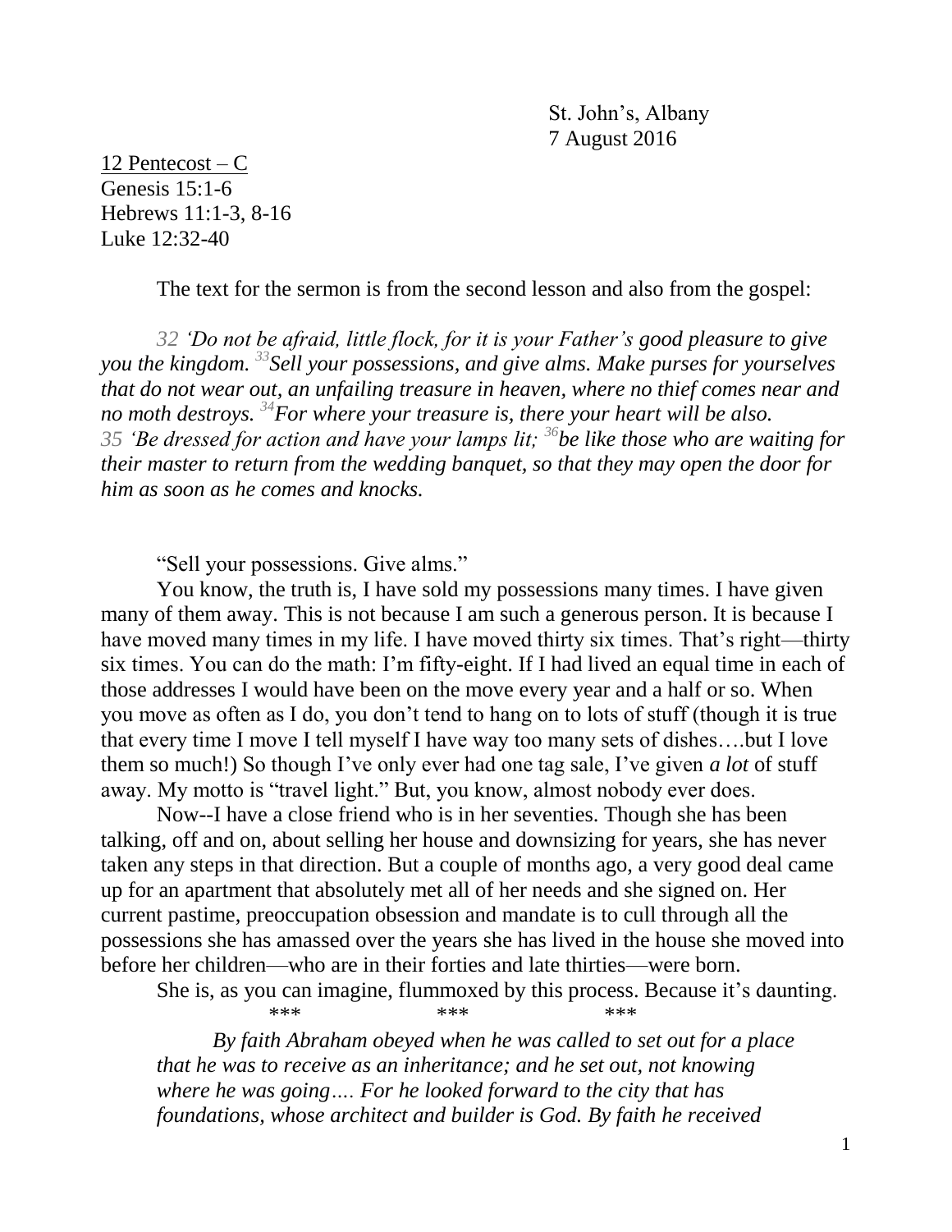St. John's, Albany
7 August 2016

12 Pentecost – C
Genesis 15:1-6
Hebrews 11:1-3, 8-16
Luke 12:32-40

The text for the sermon is from the second lesson and also from the gospel:

> *32 'Do not be afraid, little flock, for it is your Father's good pleasure to give you the kingdom. 33 Sell your possessions, and give alms. Make purses for yourselves that do not wear out, an unfailing treasure in heaven, where no thief comes near and no moth destroys. 34 For where your treasure is, there your heart will be also. 35 'Be dressed for action and have your lamps lit; 36 be like those who are waiting for their master to return from the wedding banquet, so that they may open the door for him as soon as he comes and knocks.*

"Sell your possessions. Give alms."

You know, the truth is, I have sold my possessions many times. I have given many of them away. This is not because I am such a generous person. It is because I have moved many times in my life. I have moved thirty six times. That's right—thirty six times. You can do the math: I'm fifty-eight. If I had lived an equal time in each of those addresses I would have been on the move every year and a half or so. When you move as often as I do, you don't tend to hang on to lots of stuff (though it is true that every time I move I tell myself I have way too many sets of dishes….but I love them so much!) So though I've only ever had one tag sale, I've given *a lot* of stuff away. My motto is "travel light." But, you know, almost nobody ever does.

Now--I have a close friend who is in her seventies. Though she has been talking, off and on, about selling her house and downsizing for years, she has never taken any steps in that direction. But a couple of months ago, a very good deal came up for an apartment that absolutely met all of her needs and she signed on. Her current pastime, preoccupation obsession and mandate is to cull through all the possessions she has amassed over the years she has lived in the house she moved into before her children—who are in their forties and late thirties—were born.

She is, as you can imagine, flummoxed by this process. Because it's daunting.

\*\*\* \*\*\* \*\*\*

> *By faith Abraham obeyed when he was called to set out for a place that he was to receive as an inheritance; and he set out, not knowing where he was going…. For he looked forward to the city that has foundations, whose architect and builder is God. By faith he received*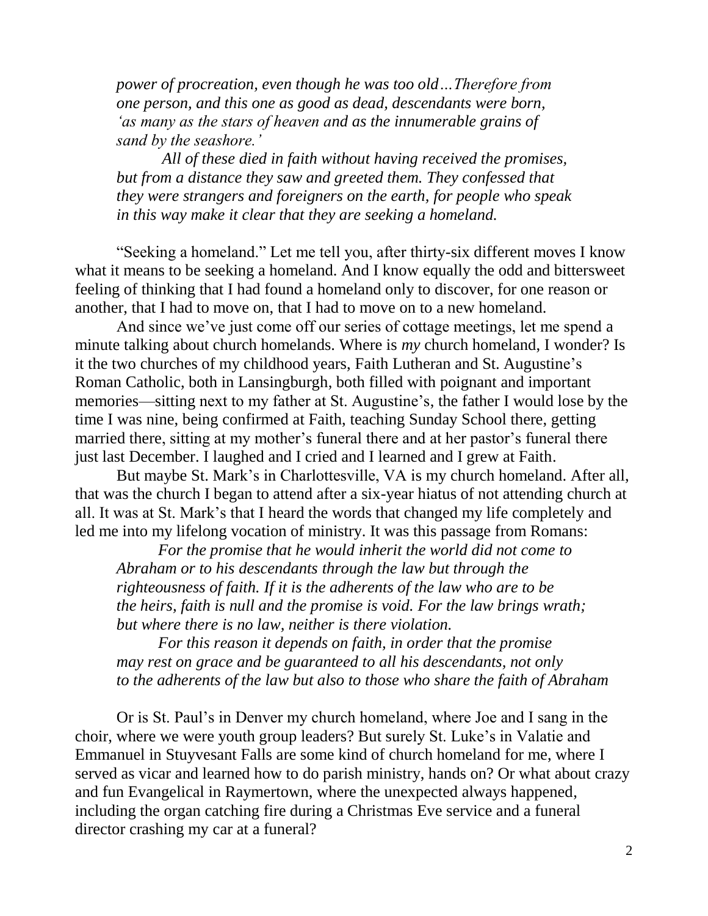*power of procreation, even though he was too old…Therefore from one person, and this one as good as dead, descendants were born, 'as many as the stars of heaven and as the innumerable grains of sand by the seashore.'*

> *All of these died in faith without having received the promises, but from a distance they saw and greeted them. They confessed that they were strangers and foreigners on the earth, for people who speak in this way make it clear that they are seeking a homeland.*

"Seeking a homeland." Let me tell you, after thirty-six different moves I know what it means to be seeking a homeland. And I know equally the odd and bittersweet feeling of thinking that I had found a homeland only to discover, for one reason or another, that I had to move on, that I had to move on to a new homeland.

And since we've just come off our series of cottage meetings, let me spend a minute talking about church homelands. Where is *my* church homeland, I wonder? Is it the two churches of my childhood years, Faith Lutheran and St. Augustine's Roman Catholic, both in Lansingburgh, both filled with poignant and important memories—sitting next to my father at St. Augustine's, the father I would lose by the time I was nine, being confirmed at Faith, teaching Sunday School there, getting married there, sitting at my mother's funeral there and at her pastor's funeral there just last December. I laughed and I cried and I learned and I grew at Faith.

But maybe St. Mark's in Charlottesville, VA is my church homeland. After all, that was the church I began to attend after a six-year hiatus of not attending church at all. It was at St. Mark's that I heard the words that changed my life completely and led me into my lifelong vocation of ministry. It was this passage from Romans:

> *For the promise that he would inherit the world did not come to Abraham or to his descendants through the law but through the righteousness of faith. If it is the adherents of the law who are to be the heirs, faith is null and the promise is void. For the law brings wrath; but where there is no law, neither is there violation.*
>
> *For this reason it depends on faith, in order that the promise may rest on grace and be guaranteed to all his descendants, not only to the adherents of the law but also to those who share the faith of Abraham*

Or is St. Paul's in Denver my church homeland, where Joe and I sang in the choir, where we were youth group leaders? But surely St. Luke's in Valatie and Emmanuel in Stuyvesant Falls are some kind of church homeland for me, where I served as vicar and learned how to do parish ministry, hands on? Or what about crazy and fun Evangelical in Raymertown, where the unexpected always happened, including the organ catching fire during a Christmas Eve service and a funeral director crashing my car at a funeral?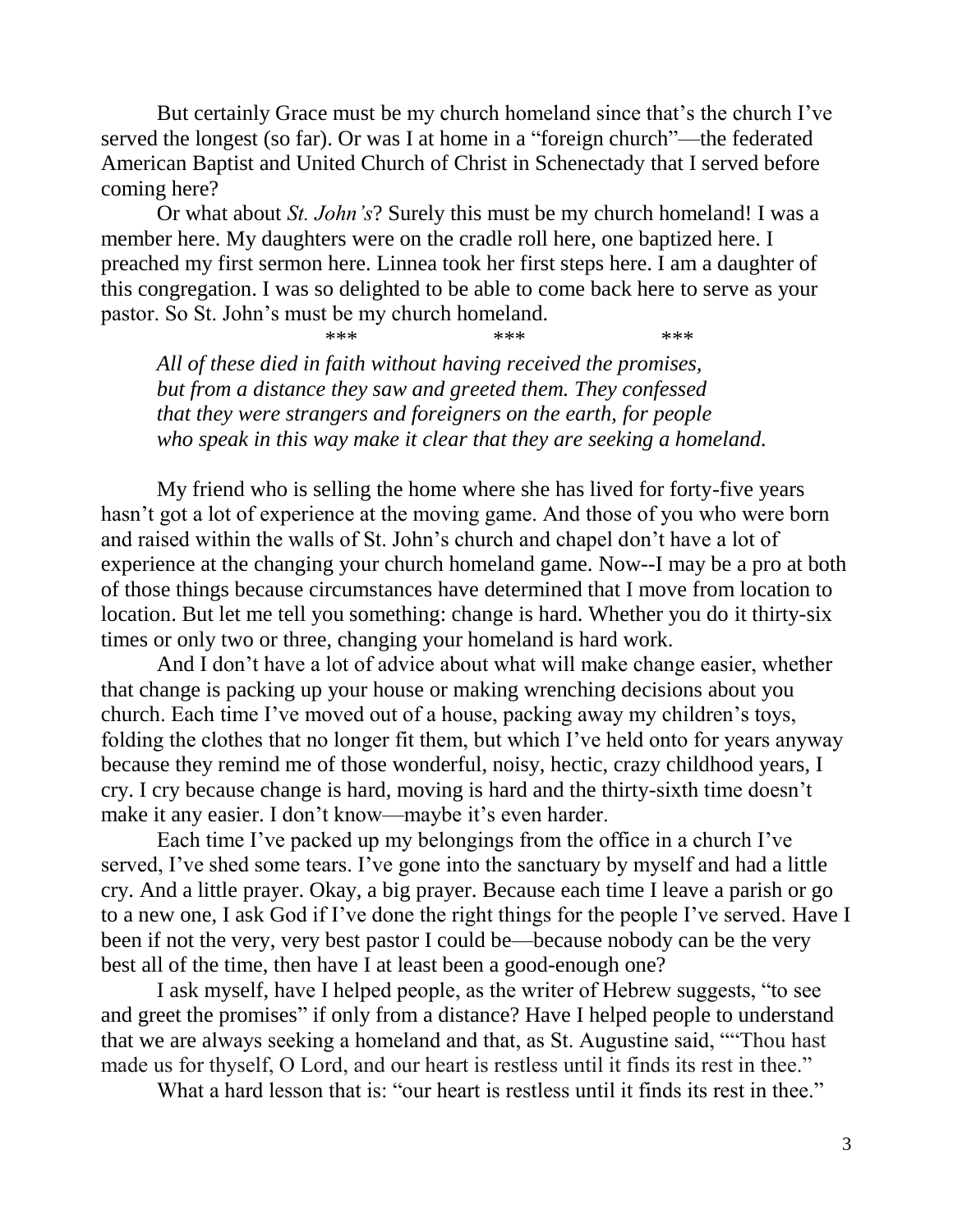But certainly Grace must be my church homeland since that's the church I've served the longest (so far). Or was I at home in a "foreign church"—the federated American Baptist and United Church of Christ in Schenectady that I served before coming here?

Or what about *St. John's*? Surely this must be my church homeland! I was a member here. My daughters were on the cradle roll here, one baptized here. I preached my first sermon here. Linnea took her first steps here. I am a daughter of this congregation. I was so delighted to be able to come back here to serve as your pastor. So St. John's must be my church homeland.

*** *** ***

*All of these died in faith without having received the promises,*
*but from a distance they saw and greeted them. They confessed*
*that they were strangers and foreigners on the earth, for people*
*who speak in this way make it clear that they are seeking a homeland.*

My friend who is selling the home where she has lived for forty-five years hasn't got a lot of experience at the moving game. And those of you who were born and raised within the walls of St. John's church and chapel don't have a lot of experience at the changing your church homeland game. Now--I may be a pro at both of those things because circumstances have determined that I move from location to location. But let me tell you something: change is hard. Whether you do it thirty-six times or only two or three, changing your homeland is hard work.

And I don't have a lot of advice about what will make change easier, whether that change is packing up your house or making wrenching decisions about you church. Each time I've moved out of a house, packing away my children's toys, folding the clothes that no longer fit them, but which I've held onto for years anyway because they remind me of those wonderful, noisy, hectic, crazy childhood years, I cry. I cry because change is hard, moving is hard and the thirty-sixth time doesn't make it any easier. I don't know—maybe it's even harder.

Each time I've packed up my belongings from the office in a church I've served, I've shed some tears. I've gone into the sanctuary by myself and had a little cry. And a little prayer. Okay, a big prayer. Because each time I leave a parish or go to a new one, I ask God if I've done the right things for the people I've served. Have I been if not the very, very best pastor I could be—because nobody can be the very best all of the time, then have I at least been a good-enough one?

I ask myself, have I helped people, as the writer of Hebrew suggests, "to see and greet the promises" if only from a distance? Have I helped people to understand that we are always seeking a homeland and that, as St. Augustine said, ""Thou hast made us for thyself, O Lord, and our heart is restless until it finds its rest in thee."

What a hard lesson that is: "our heart is restless until it finds its rest in thee."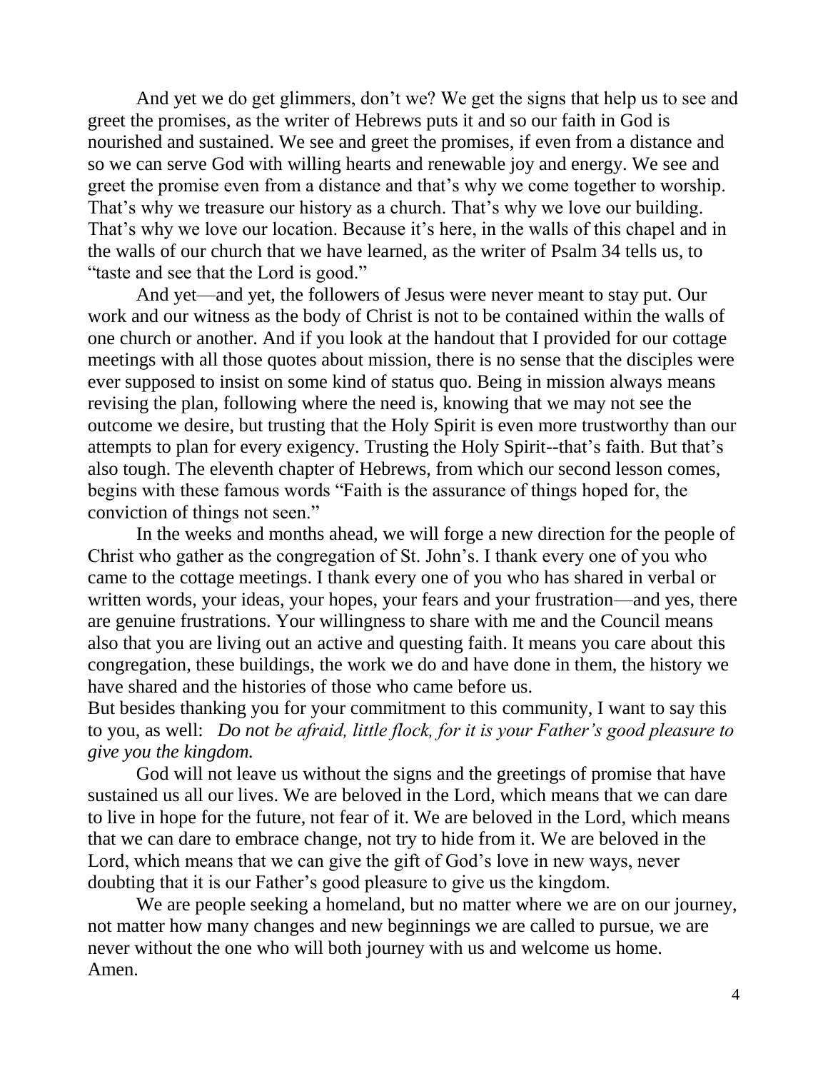And yet we do get glimmers, don't we? We get the signs that help us to see and greet the promises, as the writer of Hebrews puts it and so our faith in God is nourished and sustained. We see and greet the promises, if even from a distance and so we can serve God with willing hearts and renewable joy and energy. We see and greet the promise even from a distance and that's why we come together to worship. That's why we treasure our history as a church. That's why we love our building. That's why we love our location. Because it's here, in the walls of this chapel and in the walls of our church that we have learned, as the writer of Psalm 34 tells us, to "taste and see that the Lord is good."

And yet—and yet, the followers of Jesus were never meant to stay put. Our work and our witness as the body of Christ is not to be contained within the walls of one church or another. And if you look at the handout that I provided for our cottage meetings with all those quotes about mission, there is no sense that the disciples were ever supposed to insist on some kind of status quo. Being in mission always means revising the plan, following where the need is, knowing that we may not see the outcome we desire, but trusting that the Holy Spirit is even more trustworthy than our attempts to plan for every exigency. Trusting the Holy Spirit--that's faith. But that's also tough. The eleventh chapter of Hebrews, from which our second lesson comes, begins with these famous words "Faith is the assurance of things hoped for, the conviction of things not seen."

In the weeks and months ahead, we will forge a new direction for the people of Christ who gather as the congregation of St. John's. I thank every one of you who came to the cottage meetings. I thank every one of you who has shared in verbal or written words, your ideas, your hopes, your fears and your frustration—and yes, there are genuine frustrations. Your willingness to share with me and the Council means also that you are living out an active and questing faith. It means you care about this congregation, these buildings, the work we do and have done in them, the history we have shared and the histories of those who came before us.

But besides thanking you for your commitment to this community, I want to say this to you, as well: *Do not be afraid, little flock, for it is your Father's good pleasure to give you the kingdom.*

God will not leave us without the signs and the greetings of promise that have sustained us all our lives. We are beloved in the Lord, which means that we can dare to live in hope for the future, not fear of it. We are beloved in the Lord, which means that we can dare to embrace change, not try to hide from it. We are beloved in the Lord, which means that we can give the gift of God's love in new ways, never doubting that it is our Father's good pleasure to give us the kingdom.

We are people seeking a homeland, but no matter where we are on our journey, not matter how many changes and new beginnings we are called to pursue, we are never without the one who will both journey with us and welcome us home.

Amen.